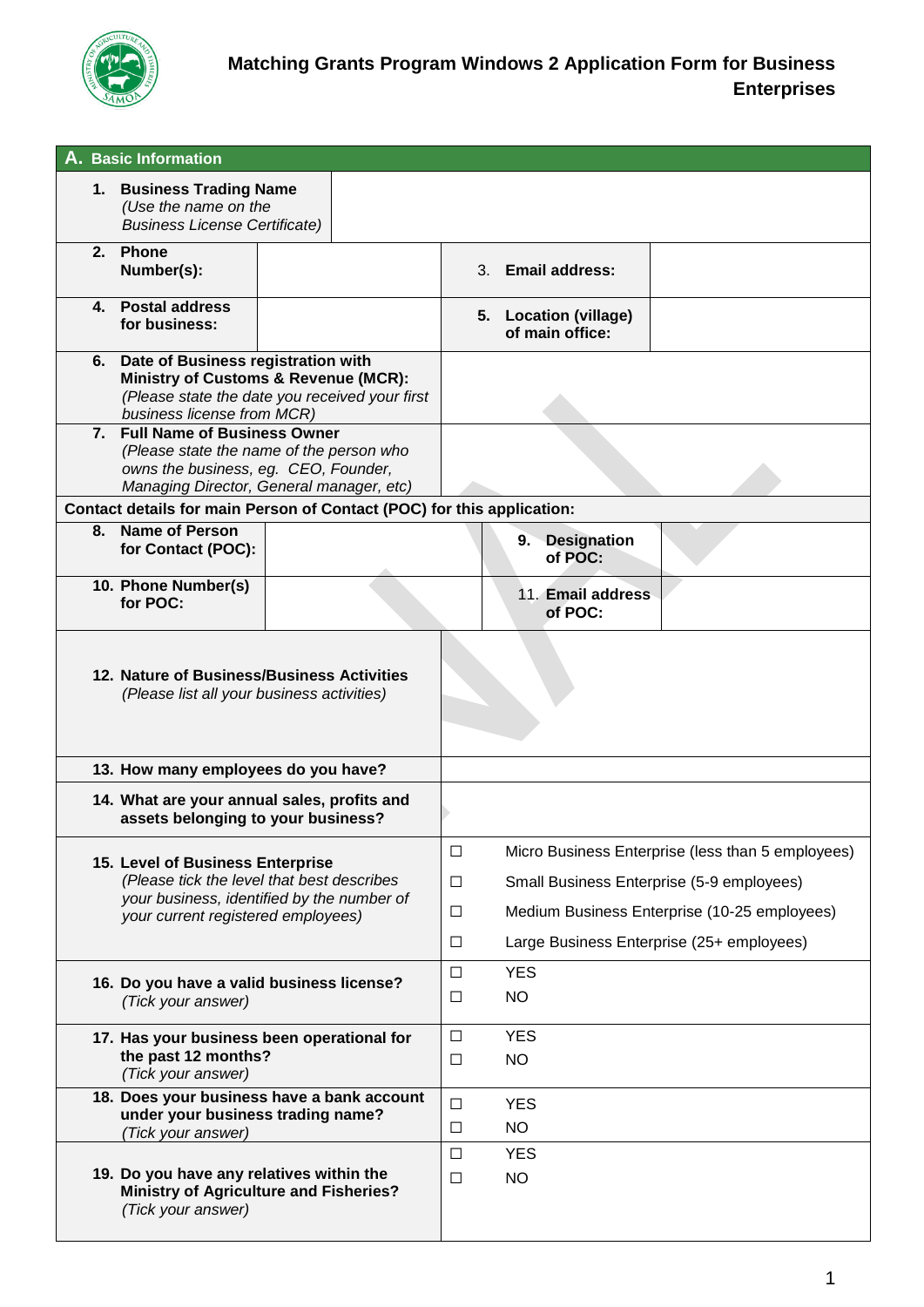# Matching Grants Program Windows 2 Application Form for Business Enterprises

## A. Basic Information

| | | | |
|---|---|---|---|
| **1. Business Trading Name** *(Use the name on the Business License Certificate)* | | | |
| **2. Phone Number(s):** | | 3. **Email address:** | |
| **4. Postal address for business:** | | **5. Location (village) of main office:** | |
| **6. Date of Business registration with Ministry of Customs & Revenue (MCR):** *(Please state the date you received your first business license from MCR)* | | | |
| **7. Full Name of Business Owner** *(Please state the name of the person who owns the business, eg. CEO, Founder, Managing Director, General manager, etc)* | | | |
| **Contact details for main Person of Contact (POC) for this application:** | | | |
| **8. Name of Person for Contact (POC):** | | **9. Designation of POC:** | |
| **10. Phone Number(s) for POC:** | | 11. **Email address of POC:** | |
| **12. Nature of Business/Business Activities** *(Please list all your business activities)* | | | |
| **13. How many employees do you have?** | | | |
| **14. What are your annual sales, profits and assets belonging to your business?** | | | |
| **15. Level of Business Enterprise** *(Please tick the level that best describes your business, identified by the number of your current registered employees)* | ☐ Micro Business Enterprise (less than 5 employees)<br>☐ Small Business Enterprise (5-9 employees)<br>☐ Medium Business Enterprise (10-25 employees)<br>☐ Large Business Enterprise (25+ employees) | | |
| **16. Do you have a valid business license?** *(Tick your answer)* | ☐ YES<br>☐ NO | | |
| **17. Has your business been operational for the past 12 months?** *(Tick your answer)* | ☐ YES<br>☐ NO | | |
| **18. Does your business have a bank account under your business trading name?** *(Tick your answer)* | ☐ YES<br>☐ NO | | |
| **19. Do you have any relatives within the Ministry of Agriculture and Fisheries?** *(Tick your answer)* | ☐ YES<br>☐ NO | | |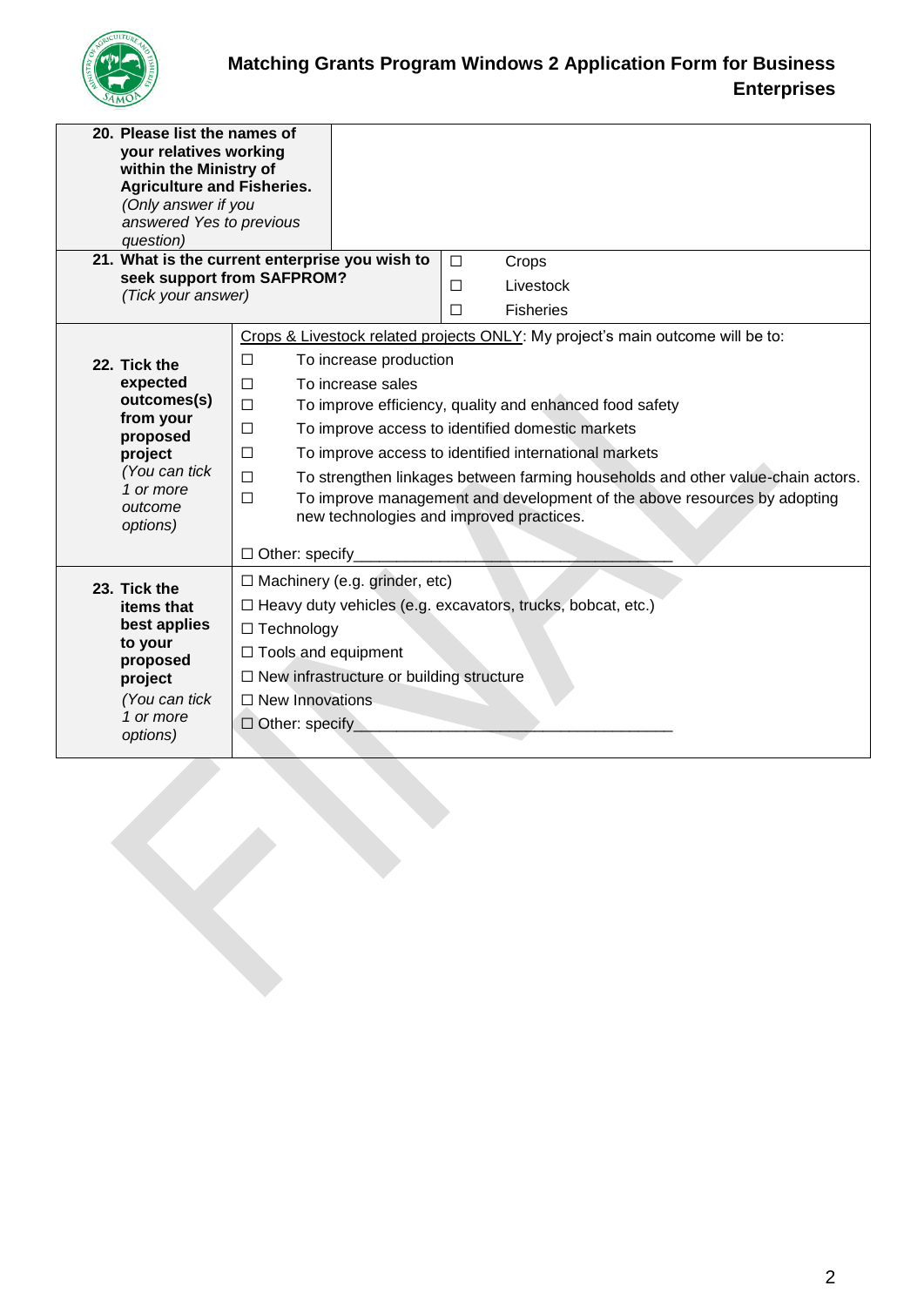| | |
|---|---|
| **20. Please list the names of your relatives working within the Ministry of Agriculture and Fisheries.** *(Only answer if you answered Yes to previous question)* | |
| **21. What is the current enterprise you wish to seek support from SAFPROM?** *(Tick your answer)* | ☐ Crops<br>☐ Livestock<br>☐ Fisheries |
| **22. Tick the expected outcomes(s) from your proposed project** *(You can tick 1 or more outcome options)* | Crops & Livestock related projects ONLY: My project's main outcome will be to:<br>☐ To increase production<br>☐ To increase sales<br>☐ To improve efficiency, quality and enhanced food safety<br>☐ To improve access to identified domestic markets<br>☐ To improve access to identified international markets<br>☐ To strengthen linkages between farming households and other value-chain actors.<br>☐ To improve management and development of the above resources by adopting new technologies and improved practices.<br><br>☐ Other: specify_________________________________ |
| **23. Tick the items that best applies to your proposed project** *(You can tick 1 or more options)* | ☐ Machinery (e.g. grinder, etc)<br>☐ Heavy duty vehicles (e.g. excavators, trucks, bobcat, etc.)<br>☐ Technology<br>☐ Tools and equipment<br>☐ New infrastructure or building structure<br>☐ New Innovations<br>☐ Other: specify_________________________________ |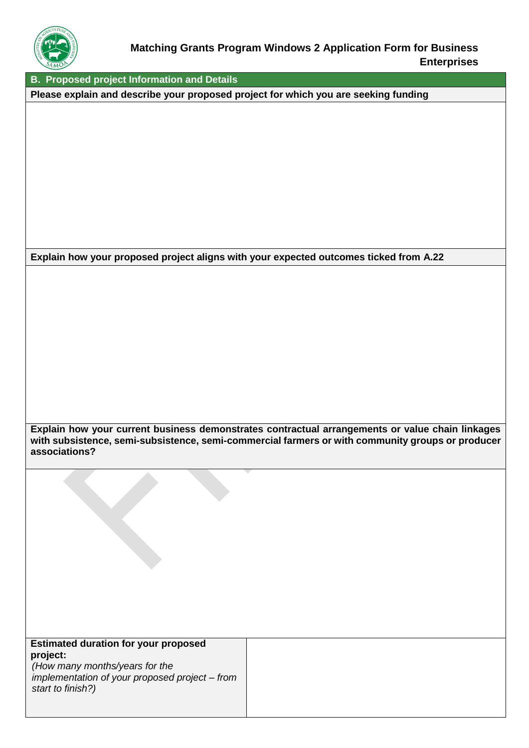## Matching Grants Program Windows 2 Application Form for Business Enterprises

### B. Proposed project Information and Details

**Please explain and describe your proposed project for which you are seeking funding**

**Explain how your proposed project aligns with your expected outcomes ticked from A.22**

**Explain how your current business demonstrates contractual arrangements or value chain linkages with subsistence, semi-subsistence, semi-commercial farmers or with community groups or producer associations?**

| **Estimated duration for your proposed project:** *(How many months/years for the implementation of your proposed project – from start to finish?)* | |
|---|---|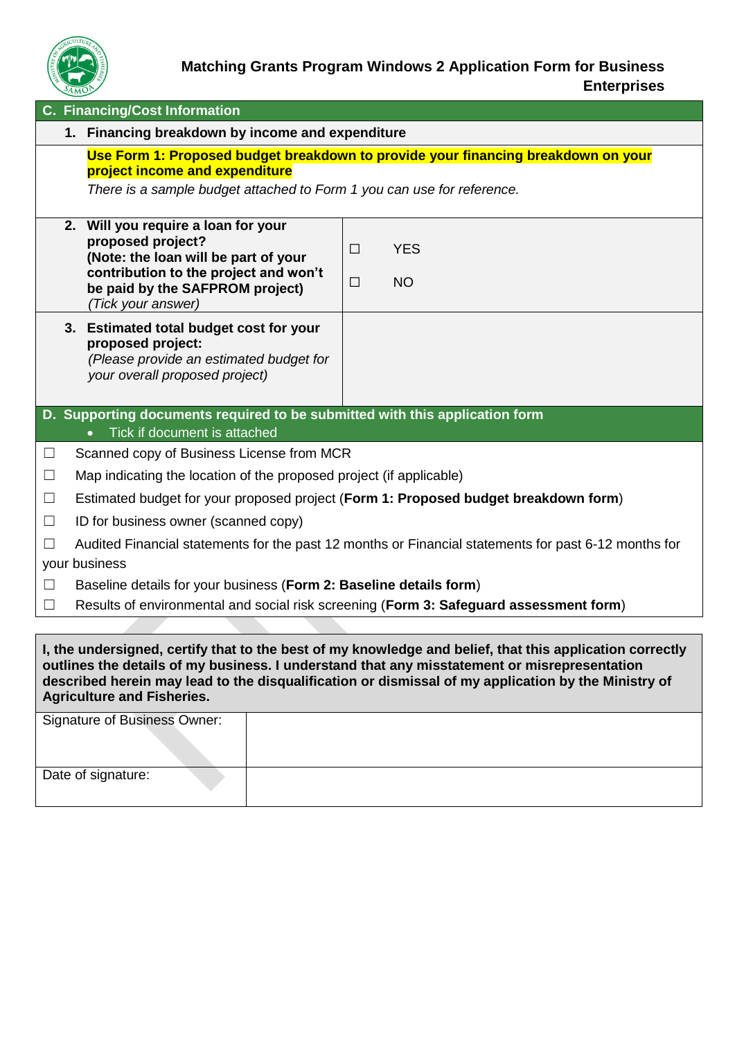## C. Financing/Cost Information

**1. Financing breakdown by income and expenditure**

**Use Form 1: Proposed budget breakdown to provide your financing breakdown on your project income and expenditure**

*There is a sample budget attached to Form 1 you can use for reference.*

| | |
|---|---|
| **2. Will you require a loan for your proposed project? (Note: the loan will be part of your contribution to the project and won't be paid by the SAFPROM project)** *(Tick your answer)* | ☐ YES<br>☐ NO |
| **3. Estimated total budget cost for your proposed project:** *(Please provide an estimated budget for your overall proposed project)* | |

## D. Supporting documents required to be submitted with this application form

- Tick if document is attached

☐ Scanned copy of Business License from MCR

☐ Map indicating the location of the proposed project (if applicable)

☐ Estimated budget for your proposed project (**Form 1: Proposed budget breakdown form**)

☐ ID for business owner (scanned copy)

☐ Audited Financial statements for the past 12 months or Financial statements for past 6-12 months for your business

☐ Baseline details for your business (**Form 2: Baseline details form**)

☐ Results of environmental and social risk screening (**Form 3: Safeguard assessment form**)

**I, the undersigned, certify that to the best of my knowledge and belief, that this application correctly outlines the details of my business. I understand that any misstatement or misrepresentation described herein may lead to the disqualification or dismissal of my application by the Ministry of Agriculture and Fisheries.**

| | |
|---|---|
| Signature of Business Owner: | |
| Date of signature: | |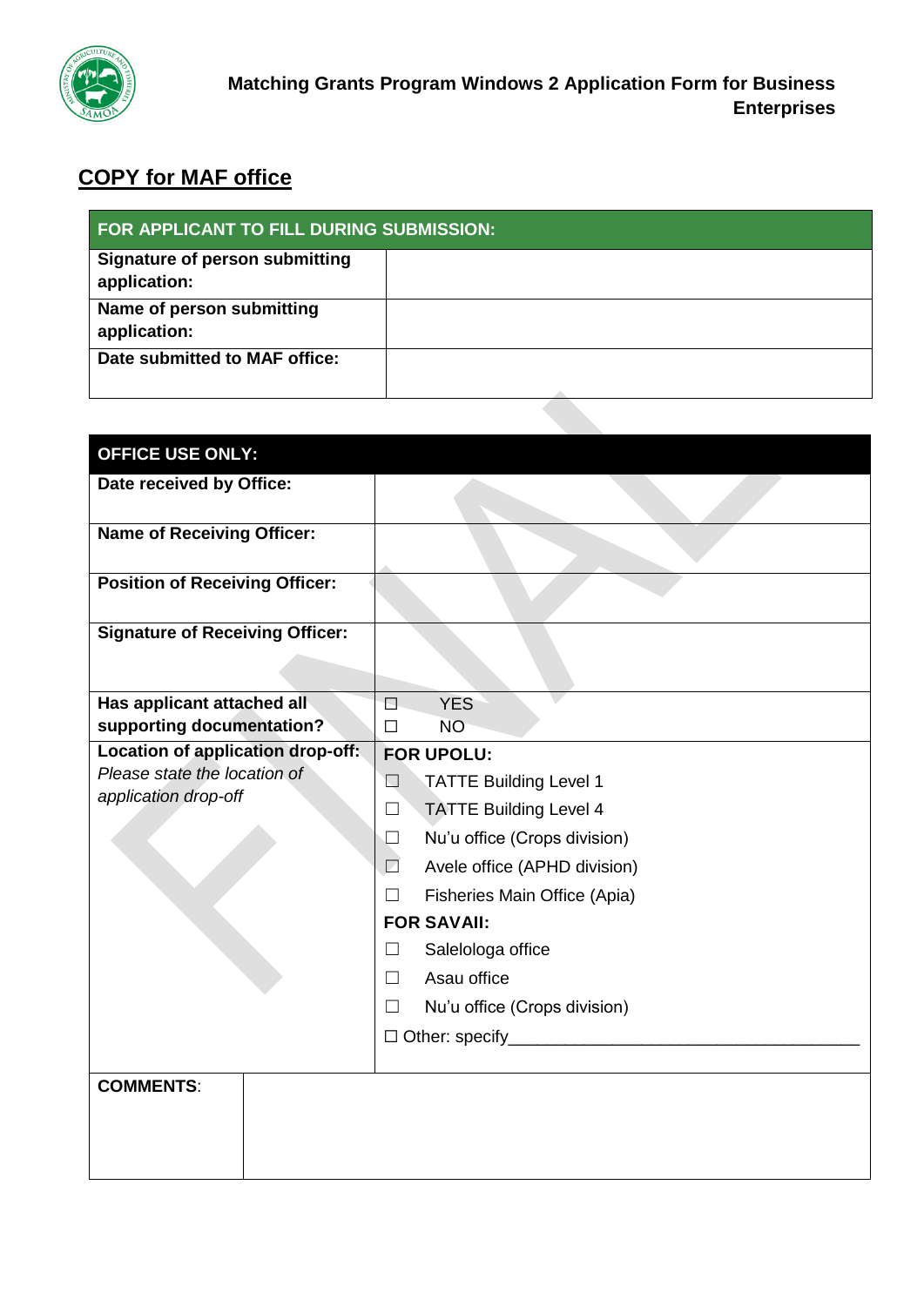**Matching Grants Program Windows 2 Application Form for Business Enterprises**

## COPY for MAF office

| FOR APPLICANT TO FILL DURING SUBMISSION: | |
|---|---|
| **Signature of person submitting application:** | |
| **Name of person submitting application:** | |
| **Date submitted to MAF office:** | |

| OFFICE USE ONLY: | |
|---|---|
| **Date received by Office:** | |
| **Name of Receiving Officer:** | |
| **Position of Receiving Officer:** | |
| **Signature of Receiving Officer:** | |
| **Has applicant attached all supporting documentation?** | ☐ YES<br>☐ NO |
| **Location of application drop-off:**<br>*Please state the location of application drop-off* | **FOR UPOLU:**<br>☐ TATTE Building Level 1<br>☐ TATTE Building Level 4<br>☐ Nu'u office (Crops division)<br>☐ Avele office (APHD division)<br>☐ Fisheries Main Office (Apia)<br>**FOR SAVAII:**<br>☐ Salelologa office<br>☐ Asau office<br>☐ Nu'u office (Crops division)<br>☐ Other: specify_____________________________________ |
| **COMMENTS**: | |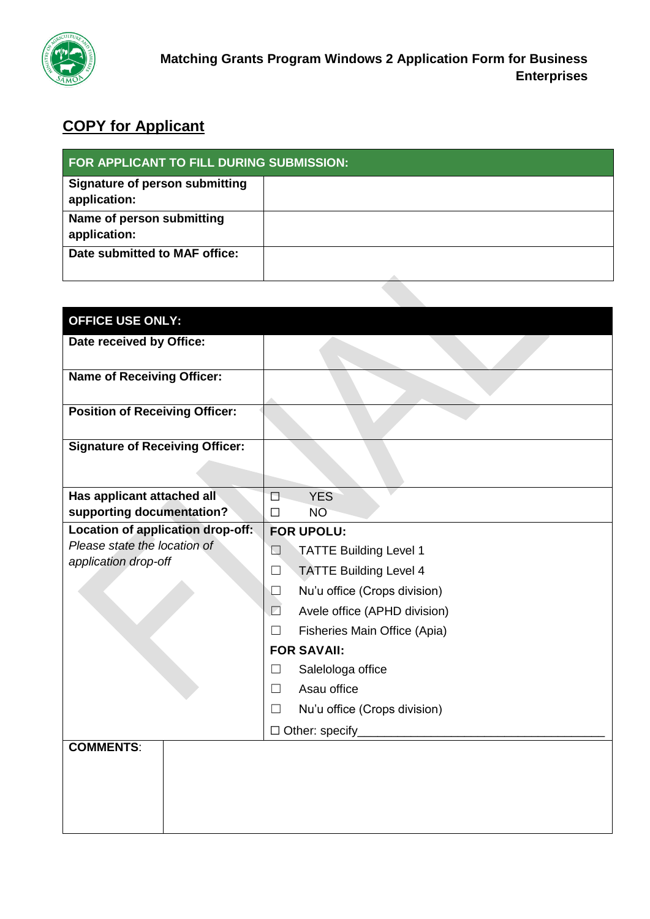**Matching Grants Program Windows 2 Application Form for Business Enterprises**

## COPY for Applicant

| FOR APPLICANT TO FILL DURING SUBMISSION: | |
|---|---|
| **Signature of person submitting application:** | |
| **Name of person submitting application:** | |
| **Date submitted to MAF office:** | |

| OFFICE USE ONLY: | |
|---|---|
| **Date received by Office:** | |
| **Name of Receiving Officer:** | |
| **Position of Receiving Officer:** | |
| **Signature of Receiving Officer:** | |
| **Has applicant attached all supporting documentation?** | ☐ YES<br>☐ NO |
| **Location of application drop-off:**<br>*Please state the location of application drop-off* | **FOR UPOLU:**<br>☐ TATTE Building Level 1<br>☐ TATTE Building Level 4<br>☐ Nu'u office (Crops division)<br>☐ Avele office (APHD division)<br>☐ Fisheries Main Office (Apia)<br>**FOR SAVAII:**<br>☐ Salelologa office<br>☐ Asau office<br>☐ Nu'u office (Crops division)<br>☐ Other: specify_____________________________________ |
| **COMMENTS**: | |